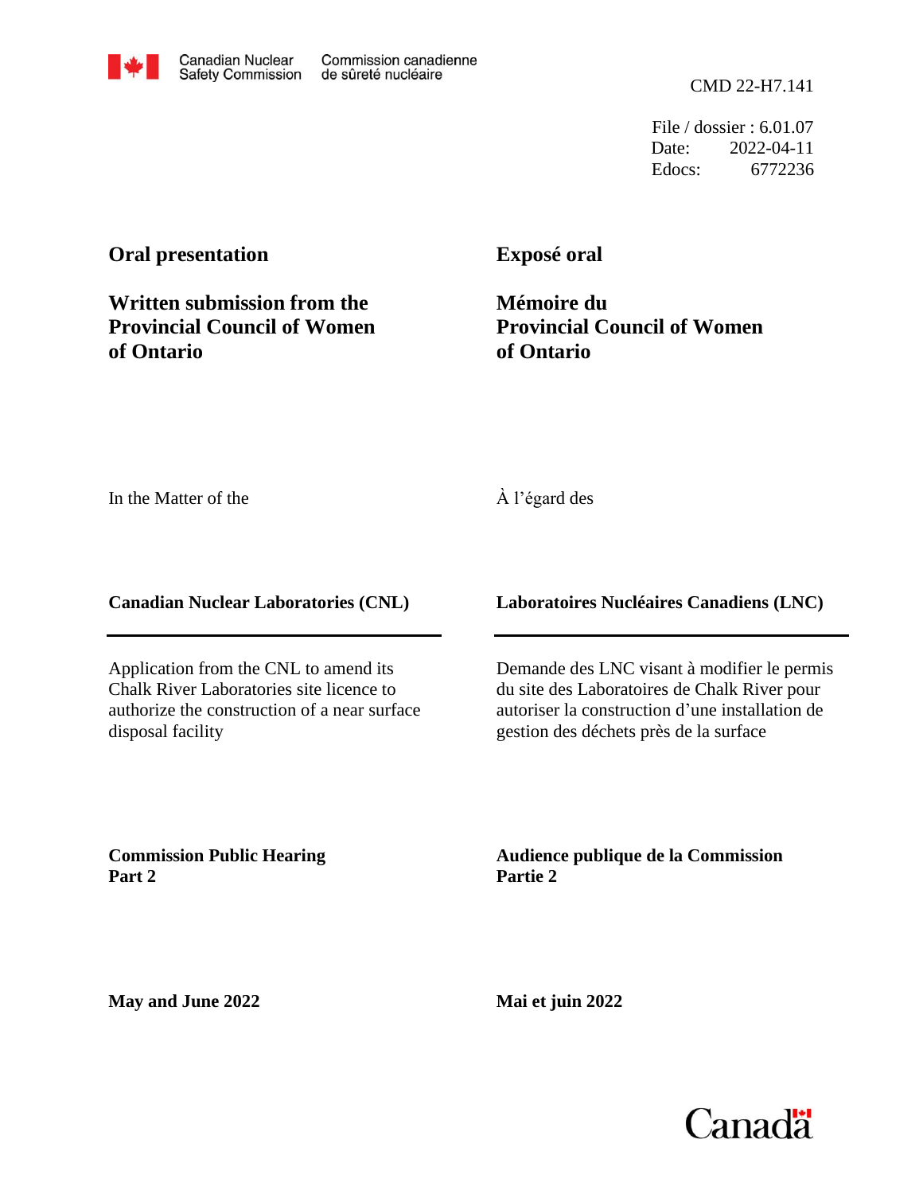Canadian Nuclear Safety Commission / Commission canadienne de sûreté nucléaire

CMD 22-H7.141

File / dossier : 6.01.07
Date: 2022-04-11
Edocs: 6772236

**Oral presentation**

**Written submission from the Provincial Council of Women of Ontario**

**Exposé oral**

**Mémoire du Provincial Council of Women of Ontario**

In the Matter of the

À l'égard des

**Canadian Nuclear Laboratories (CNL)**

**Laboratoires Nucléaires Canadiens (LNC)**

Application from the CNL to amend its Chalk River Laboratories site licence to authorize the construction of a near surface disposal facility

Demande des LNC visant à modifier le permis du site des Laboratoires de Chalk River pour autoriser la construction d'une installation de gestion des déchets près de la surface

**Commission Public Hearing Part 2**

**Audience publique de la Commission Partie 2**

**May and June 2022**

**Mai et juin 2022**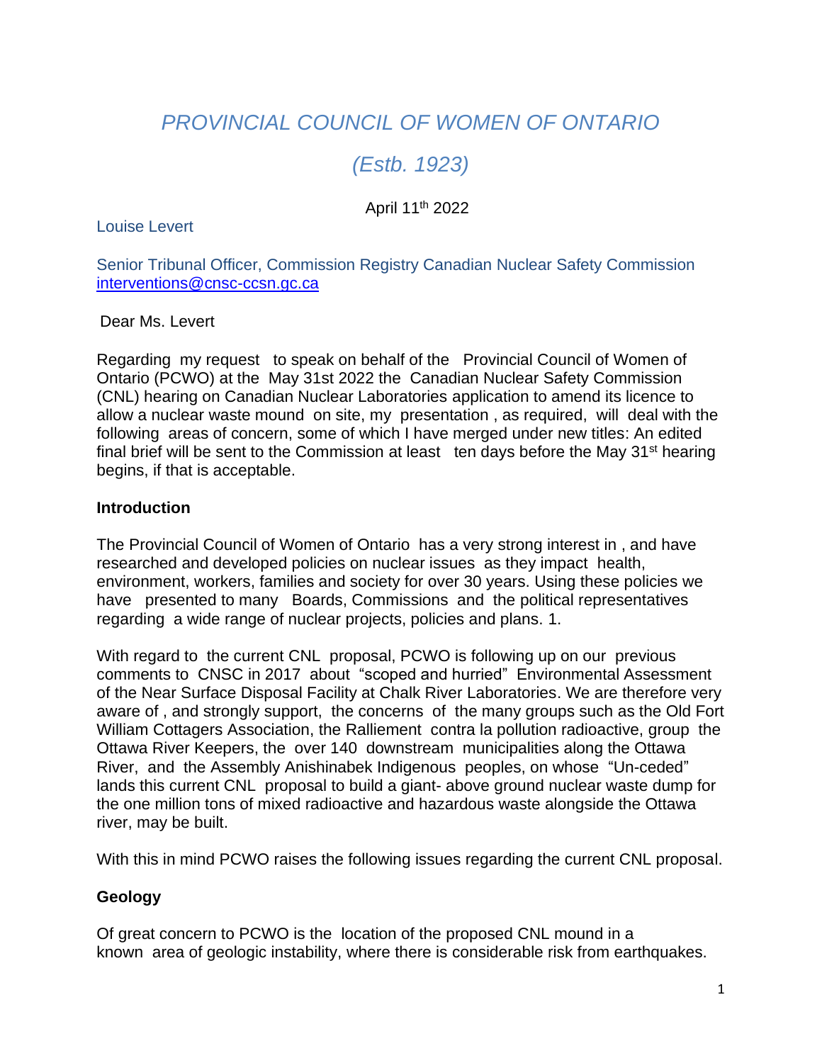# *PROVINCIAL COUNCIL OF WOMEN OF ONTARIO*

## *(Estb. 1923)*

April 11th 2022

Louise Levert

Senior Tribunal Officer, Commission Registry Canadian Nuclear Safety Commission
interventions@cnsc-ccsn.gc.ca

Dear Ms. Levert

Regarding my request to speak on behalf of the Provincial Council of Women of Ontario (PCWO) at the May 31st 2022 the Canadian Nuclear Safety Commission (CNL) hearing on Canadian Nuclear Laboratories application to amend its licence to allow a nuclear waste mound on site, my presentation , as required, will deal with the following areas of concern, some of which I have merged under new titles: An edited final brief will be sent to the Commission at least ten days before the May 31st hearing begins, if that is acceptable.

**Introduction**

The Provincial Council of Women of Ontario has a very strong interest in , and have researched and developed policies on nuclear issues as they impact health, environment, workers, families and society for over 30 years. Using these policies we have presented to many Boards, Commissions and the political representatives regarding a wide range of nuclear projects, policies and plans. 1.

With regard to the current CNL proposal, PCWO is following up on our previous comments to CNSC in 2017 about "scoped and hurried" Environmental Assessment of the Near Surface Disposal Facility at Chalk River Laboratories. We are therefore very aware of , and strongly support, the concerns of the many groups such as the Old Fort William Cottagers Association, the Ralliement contra la pollution radioactive, group the Ottawa River Keepers, the over 140 downstream municipalities along the Ottawa River, and the Assembly Anishinabek Indigenous peoples, on whose "Un-ceded" lands this current CNL proposal to build a giant- above ground nuclear waste dump for the one million tons of mixed radioactive and hazardous waste alongside the Ottawa river, may be built.

With this in mind PCWO raises the following issues regarding the current CNL proposal.

**Geology**

Of great concern to PCWO is the location of the proposed CNL mound in a known area of geologic instability, where there is considerable risk from earthquakes.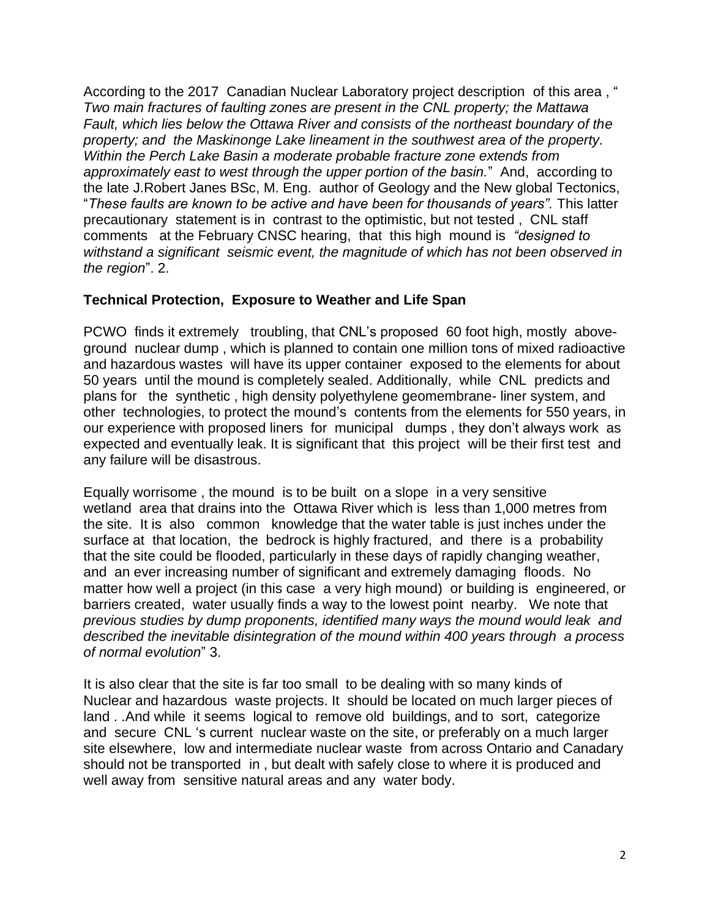According to the 2017 Canadian Nuclear Laboratory project description of this area , "*Two main fractures of faulting zones are present in the CNL property; the Mattawa Fault, which lies below the Ottawa River and consists of the northeast boundary of the property; and the Maskinonge Lake lineament in the southwest area of the property. Within the Perch Lake Basin a moderate probable fracture zone extends from approximately east to west through the upper portion of the basin.*" And, according to the late J.Robert Janes BSc, M. Eng. author of Geology and the New global Tectonics, "*These faults are known to be active and have been for thousands of years".* This latter precautionary statement is in contrast to the optimistic, but not tested , CNL staff comments at the February CNSC hearing, that this high mound is *"designed to withstand a significant seismic event, the magnitude of which has not been observed in the region*". 2.

### Technical Protection, Exposure to Weather and Life Span

PCWO finds it extremely troubling, that CNL's proposed 60 foot high, mostly above-ground nuclear dump , which is planned to contain one million tons of mixed radioactive and hazardous wastes will have its upper container exposed to the elements for about 50 years until the mound is completely sealed. Additionally, while CNL predicts and plans for the synthetic , high density polyethylene geomembrane- liner system, and other technologies, to protect the mound's contents from the elements for 550 years, in our experience with proposed liners for municipal dumps , they don't always work as expected and eventually leak. It is significant that this project will be their first test and any failure will be disastrous.

Equally worrisome , the mound is to be built on a slope in a very sensitive wetland area that drains into the Ottawa River which is less than 1,000 metres from the site. It is also common knowledge that the water table is just inches under the surface at that location, the bedrock is highly fractured, and there is a probability that the site could be flooded, particularly in these days of rapidly changing weather, and an ever increasing number of significant and extremely damaging floods. No matter how well a project (in this case a very high mound) or building is engineered, or barriers created, water usually finds a way to the lowest point nearby. We note that *previous studies by dump proponents, identified many ways the mound would leak and described the inevitable disintegration of the mound within 400 years through a process of normal evolution*" 3.

It is also clear that the site is far too small to be dealing with so many kinds of Nuclear and hazardous waste projects. It should be located on much larger pieces of land . .And while it seems logical to remove old buildings, and to sort, categorize and secure CNL 's current nuclear waste on the site, or preferably on a much larger site elsewhere, low and intermediate nuclear waste from across Ontario and Canadary should not be transported in , but dealt with safely close to where it is produced and well away from sensitive natural areas and any water body.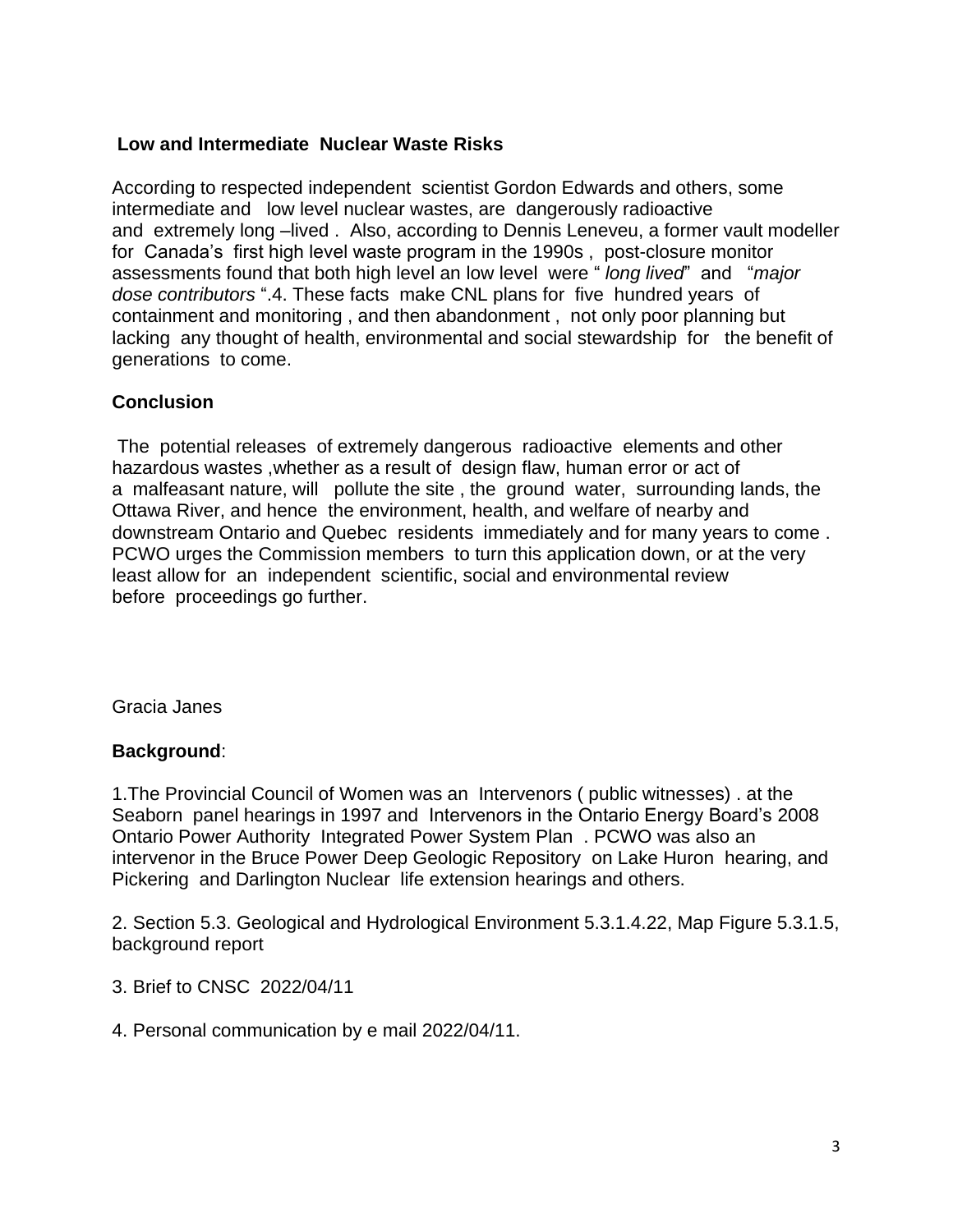**Low and Intermediate Nuclear Waste Risks**

According to respected independent scientist Gordon Edwards and others, some intermediate and low level nuclear wastes, are dangerously radioactive and extremely long –lived . Also, according to Dennis Leneveu, a former vault modeller for Canada's first high level waste program in the 1990s , post-closure monitor assessments found that both high level an low level were " *long lived*" and "*major dose contributors* ".4. These facts make CNL plans for five hundred years of containment and monitoring , and then abandonment , not only poor planning but lacking any thought of health, environmental and social stewardship for the benefit of generations to come.

**Conclusion**

The potential releases of extremely dangerous radioactive elements and other hazardous wastes ,whether as a result of design flaw, human error or act of a malfeasant nature, will pollute the site , the ground water, surrounding lands, the Ottawa River, and hence the environment, health, and welfare of nearby and downstream Ontario and Quebec residents immediately and for many years to come . PCWO urges the Commission members to turn this application down, or at the very least allow for an independent scientific, social and environmental review before proceedings go further.

Gracia Janes

**Background**:

1.The Provincial Council of Women was an Intervenors ( public witnesses) . at the Seaborn panel hearings in 1997 and Intervenors in the Ontario Energy Board's 2008 Ontario Power Authority Integrated Power System Plan . PCWO was also an intervenor in the Bruce Power Deep Geologic Repository on Lake Huron hearing, and Pickering and Darlington Nuclear life extension hearings and others.

2. Section 5.3. Geological and Hydrological Environment 5.3.1.4.22, Map Figure 5.3.1.5, background report

3. Brief to CNSC 2022/04/11

4. Personal communication by e mail 2022/04/11.